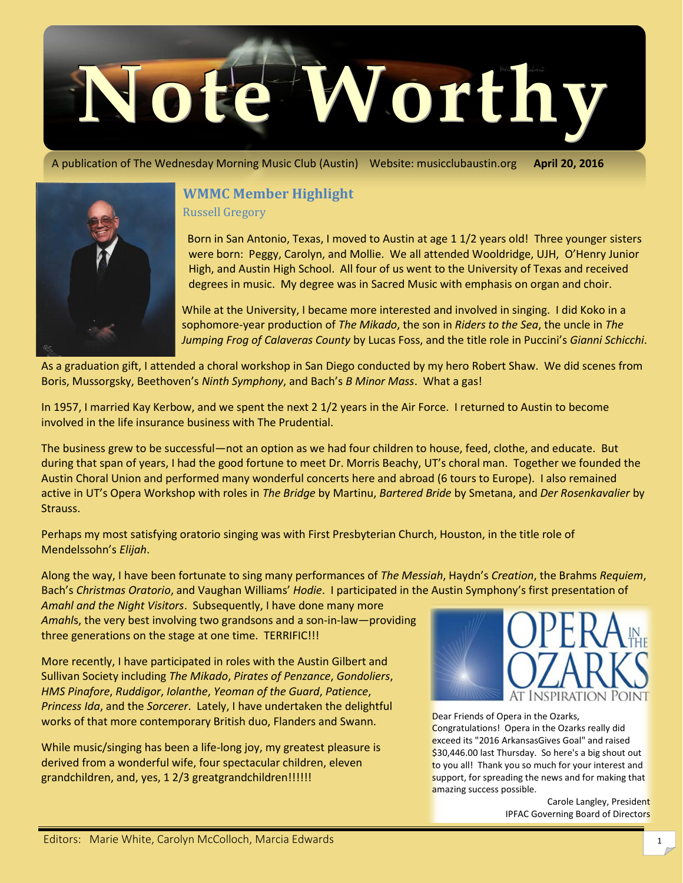# Note Worthy

A publication of The Wednesday Morning Music Club (Austin) Website: musicclubaustin.org **April 20, 2016**

## WMMC Member Highlight

### Russell Gregory

Born in San Antonio, Texas, I moved to Austin at age 1 1/2 years old! Three younger sisters were born: Peggy, Carolyn, and Mollie. We all attended Wooldridge, UJH, O'Henry Junior High, and Austin High School. All four of us went to the University of Texas and received degrees in music. My degree was in Sacred Music with emphasis on organ and choir.

While at the University, I became more interested and involved in singing. I did Koko in a sophomore-year production of *The Mikado*, the son in *Riders to the Sea*, the uncle in *The Jumping Frog of Calaveras County* by Lucas Foss, and the title role in Puccini's *Gianni Schicchi*.

As a graduation gift, I attended a choral workshop in San Diego conducted by my hero Robert Shaw. We did scenes from Boris, Mussorgsky, Beethoven's *Ninth Symphony*, and Bach's *B Minor Mass*. What a gas!

In 1957, I married Kay Kerbow, and we spent the next 2 1/2 years in the Air Force. I returned to Austin to become involved in the life insurance business with The Prudential.

The business grew to be successful—not an option as we had four children to house, feed, clothe, and educate. But during that span of years, I had the good fortune to meet Dr. Morris Beachy, UT's choral man. Together we founded the Austin Choral Union and performed many wonderful concerts here and abroad (6 tours to Europe). I also remained active in UT's Opera Workshop with roles in *The Bridge* by Martinu, *Bartered Bride* by Smetana, and *Der Rosenkavalier* by Strauss.

Perhaps my most satisfying oratorio singing was with First Presbyterian Church, Houston, in the title role of Mendelssohn's *Elijah*.

Along the way, I have been fortunate to sing many performances of *The Messiah*, Haydn's *Creation*, the Brahms *Requiem*, Bach's *Christmas Oratorio*, and Vaughan Williams' *Hodie*. I participated in the Austin Symphony's first presentation of *Amahl and the Night Visitors*. Subsequently, I have done many more *Amahl*s, the very best involving two grandsons and a son-in-law—providing three generations on the stage at one time. TERRIFIC!!!

More recently, I have participated in roles with the Austin Gilbert and Sullivan Society including *The Mikado*, *Pirates of Penzance*, *Gondoliers*, *HMS Pinafore*, *Ruddigor*, *Iolanthe*, *Yeoman of the Guard*, *Patience*, *Princess Ida*, and the *Sorcerer*. Lately, I have undertaken the delightful works of that more contemporary British duo, Flanders and Swann.

While music/singing has been a life-long joy, my greatest pleasure is derived from a wonderful wife, four spectacular children, eleven grandchildren, and, yes, 1 2/3 greatgrandchildren!!!!!!

---

**OPERA IN THE OZARKS AT INSPIRATION POINT**

Dear Friends of Opera in the Ozarks,
Congratulations! Opera in the Ozarks really did exceed its "2016 ArkansasGives Goal" and raised $30,446.00 last Thursday. So here's a big shout out to you all! Thank you so much for your interest and support, for spreading the news and for making that amazing success possible.

Carole Langley, President
IPFAC Governing Board of Directors

---

Editors: Marie White, Carolyn McColloch, Marcia Edwards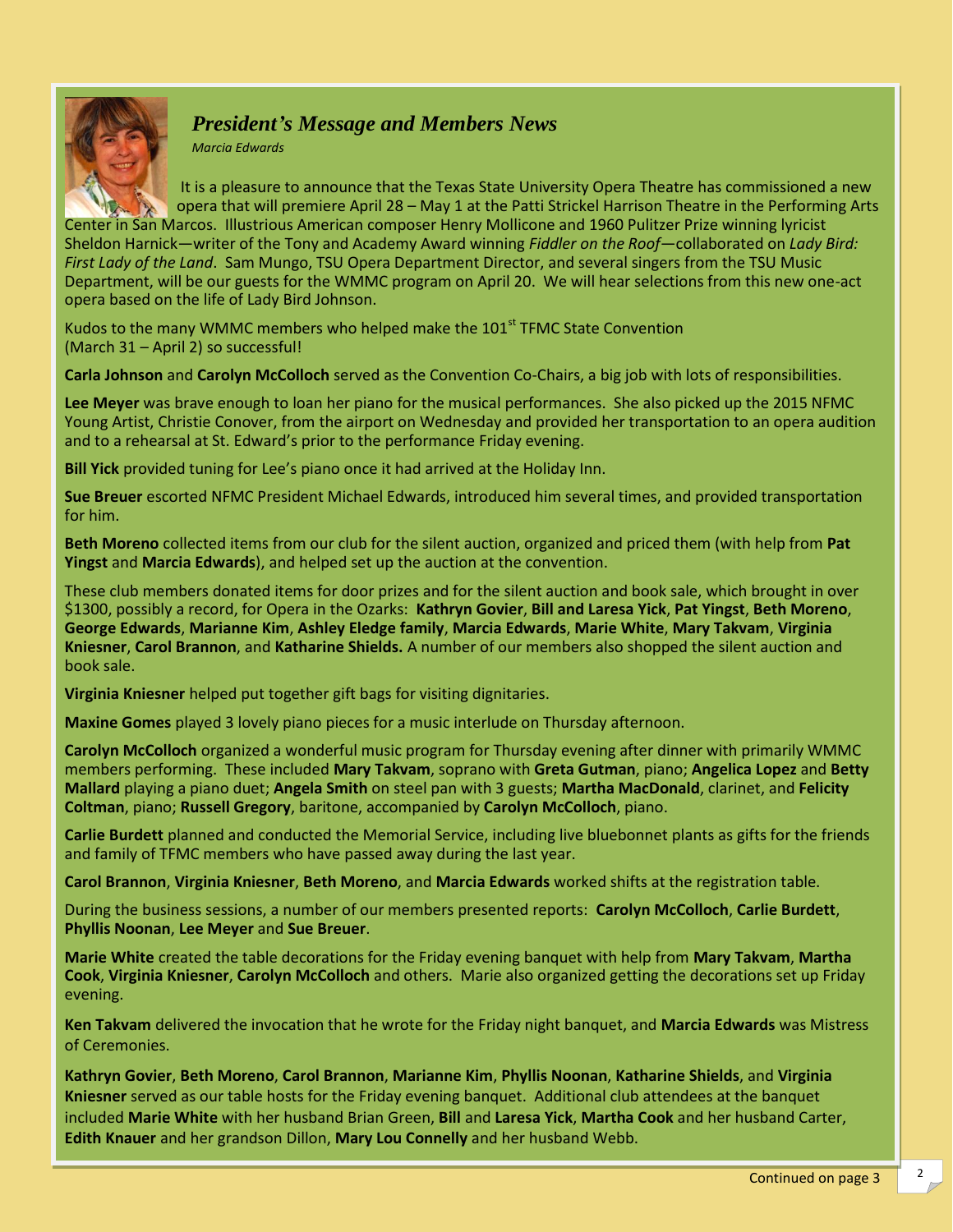## *President's Message and Members News*

*Marcia Edwards*

It is a pleasure to announce that the Texas State University Opera Theatre has commissioned a new opera that will premiere April 28 – May 1 at the Patti Strickel Harrison Theatre in the Performing Arts Center in San Marcos. Illustrious American composer Henry Mollicone and 1960 Pulitzer Prize winning lyricist Sheldon Harnick—writer of the Tony and Academy Award winning *Fiddler on the Roof*—collaborated on *Lady Bird: First Lady of the Land*. Sam Mungo, TSU Opera Department Director, and several singers from the TSU Music Department, will be our guests for the WMMC program on April 20. We will hear selections from this new one-act opera based on the life of Lady Bird Johnson.

Kudos to the many WMMC members who helped make the 101st TFMC State Convention (March 31 – April 2) so successful!

**Carla Johnson** and **Carolyn McColloch** served as the Convention Co-Chairs, a big job with lots of responsibilities.

**Lee Meyer** was brave enough to loan her piano for the musical performances. She also picked up the 2015 NFMC Young Artist, Christie Conover, from the airport on Wednesday and provided her transportation to an opera audition and to a rehearsal at St. Edward's prior to the performance Friday evening.

**Bill Yick** provided tuning for Lee's piano once it had arrived at the Holiday Inn.

**Sue Breuer** escorted NFMC President Michael Edwards, introduced him several times, and provided transportation for him.

**Beth Moreno** collected items from our club for the silent auction, organized and priced them (with help from **Pat Yingst** and **Marcia Edwards**), and helped set up the auction at the convention.

These club members donated items for door prizes and for the silent auction and book sale, which brought in over $1300, possibly a record, for Opera in the Ozarks: **Kathryn Govier**, **Bill and Laresa Yick**, **Pat Yingst**, **Beth Moreno**, **George Edwards**, **Marianne Kim**, **Ashley Eledge family**, **Marcia Edwards**, **Marie White**, **Mary Takvam**, **Virginia Kniesner**, **Carol Brannon**, and **Katharine Shields.** A number of our members also shopped the silent auction and book sale.

**Virginia Kniesner** helped put together gift bags for visiting dignitaries.

**Maxine Gomes** played 3 lovely piano pieces for a music interlude on Thursday afternoon.

**Carolyn McColloch** organized a wonderful music program for Thursday evening after dinner with primarily WMMC members performing. These included **Mary Takvam**, soprano with **Greta Gutman**, piano; **Angelica Lopez** and **Betty Mallard** playing a piano duet; **Angela Smith** on steel pan with 3 guests; **Martha MacDonald**, clarinet, and **Felicity Coltman**, piano; **Russell Gregory**, baritone, accompanied by **Carolyn McColloch**, piano.

**Carlie Burdett** planned and conducted the Memorial Service, including live bluebonnet plants as gifts for the friends and family of TFMC members who have passed away during the last year.

**Carol Brannon**, **Virginia Kniesner**, **Beth Moreno**, and **Marcia Edwards** worked shifts at the registration table.

During the business sessions, a number of our members presented reports: **Carolyn McColloch**, **Carlie Burdett**, **Phyllis Noonan**, **Lee Meyer** and **Sue Breuer**.

**Marie White** created the table decorations for the Friday evening banquet with help from **Mary Takvam**, **Martha Cook**, **Virginia Kniesner**, **Carolyn McColloch** and others. Marie also organized getting the decorations set up Friday evening.

**Ken Takvam** delivered the invocation that he wrote for the Friday night banquet, and **Marcia Edwards** was Mistress of Ceremonies.

**Kathryn Govier**, **Beth Moreno**, **Carol Brannon**, **Marianne Kim**, **Phyllis Noonan**, **Katharine Shields**, and **Virginia Kniesner** served as our table hosts for the Friday evening banquet. Additional club attendees at the banquet included **Marie White** with her husband Brian Green, **Bill** and **Laresa Yick**, **Martha Cook** and her husband Carter, **Edith Knauer** and her grandson Dillon, **Mary Lou Connelly** and her husband Webb.

Continued on page 3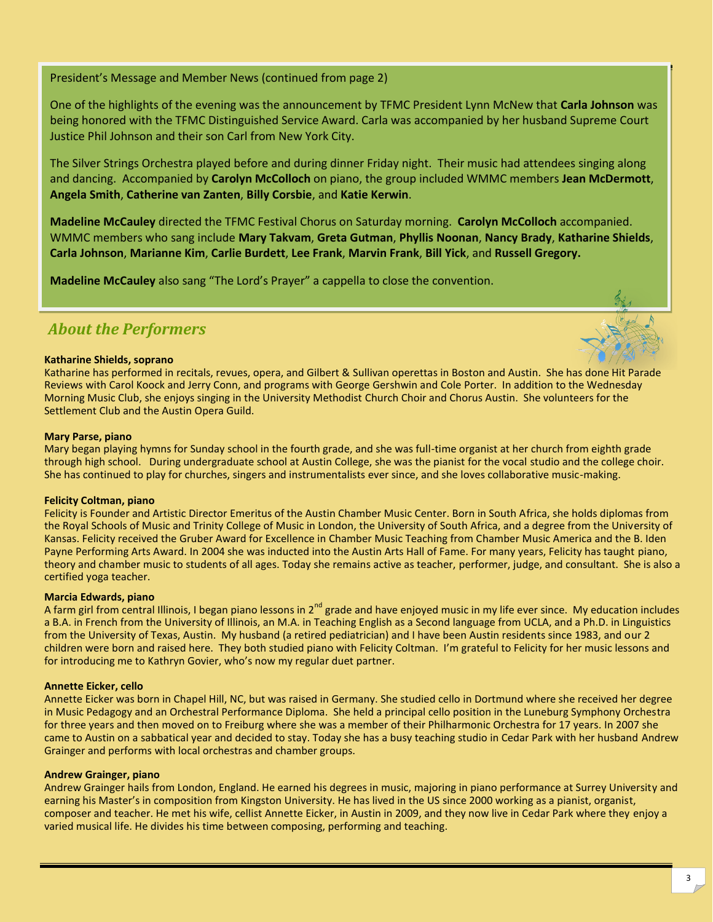President's Message and Member News (continued from page 2)

One of the highlights of the evening was the announcement by TFMC President Lynn McNew that **Carla Johnson** was being honored with the TFMC Distinguished Service Award. Carla was accompanied by her husband Supreme Court Justice Phil Johnson and their son Carl from New York City.

The Silver Strings Orchestra played before and during dinner Friday night. Their music had attendees singing along and dancing. Accompanied by **Carolyn McColloch** on piano, the group included WMMC members **Jean McDermott**, **Angela Smith**, **Catherine van Zanten**, **Billy Corsbie**, and **Katie Kerwin**.

**Madeline McCauley** directed the TFMC Festival Chorus on Saturday morning. **Carolyn McColloch** accompanied. WMMC members who sang include **Mary Takvam**, **Greta Gutman**, **Phyllis Noonan**, **Nancy Brady**, **Katharine Shields**, **Carla Johnson**, **Marianne Kim**, **Carlie Burdett**, **Lee Frank**, **Marvin Frank**, **Bill Yick**, and **Russell Gregory.**

**Madeline McCauley** also sang "The Lord's Prayer" a cappella to close the convention.

## *About the Performers*

**Katharine Shields, soprano**
Katharine has performed in recitals, revues, opera, and Gilbert & Sullivan operettas in Boston and Austin. She has done Hit Parade Reviews with Carol Koock and Jerry Conn, and programs with George Gershwin and Cole Porter. In addition to the Wednesday Morning Music Club, she enjoys singing in the University Methodist Church Choir and Chorus Austin. She volunteers for the Settlement Club and the Austin Opera Guild.

**Mary Parse, piano**
Mary began playing hymns for Sunday school in the fourth grade, and she was full-time organist at her church from eighth grade through high school. During undergraduate school at Austin College, she was the pianist for the vocal studio and the college choir. She has continued to play for churches, singers and instrumentalists ever since, and she loves collaborative music-making.

**Felicity Coltman, piano**
Felicity is Founder and Artistic Director Emeritus of the Austin Chamber Music Center. Born in South Africa, she holds diplomas from the Royal Schools of Music and Trinity College of Music in London, the University of South Africa, and a degree from the University of Kansas. Felicity received the Gruber Award for Excellence in Chamber Music Teaching from Chamber Music America and the B. Iden Payne Performing Arts Award. In 2004 she was inducted into the Austin Arts Hall of Fame. For many years, Felicity has taught piano, theory and chamber music to students of all ages. Today she remains active as teacher, performer, judge, and consultant. She is also a certified yoga teacher.

**Marcia Edwards, piano**
A farm girl from central Illinois, I began piano lessons in 2nd grade and have enjoyed music in my life ever since. My education includes a B.A. in French from the University of Illinois, an M.A. in Teaching English as a Second language from UCLA, and a Ph.D. in Linguistics from the University of Texas, Austin. My husband (a retired pediatrician) and I have been Austin residents since 1983, and our 2 children were born and raised here. They both studied piano with Felicity Coltman. I'm grateful to Felicity for her music lessons and for introducing me to Kathryn Govier, who's now my regular duet partner.

**Annette Eicker, cello**
Annette Eicker was born in Chapel Hill, NC, but was raised in Germany. She studied cello in Dortmund where she received her degree in Music Pedagogy and an Orchestral Performance Diploma. She held a principal cello position in the Luneburg Symphony Orchestra for three years and then moved on to Freiburg where she was a member of their Philharmonic Orchestra for 17 years. In 2007 she came to Austin on a sabbatical year and decided to stay. Today she has a busy teaching studio in Cedar Park with her husband Andrew Grainger and performs with local orchestras and chamber groups.

**Andrew Grainger, piano**
Andrew Grainger hails from London, England. He earned his degrees in music, majoring in piano performance at Surrey University and earning his Master's in composition from Kingston University. He has lived in the US since 2000 working as a pianist, organist, composer and teacher. He met his wife, cellist Annette Eicker, in Austin in 2009, and they now live in Cedar Park where they enjoy a varied musical life. He divides his time between composing, performing and teaching.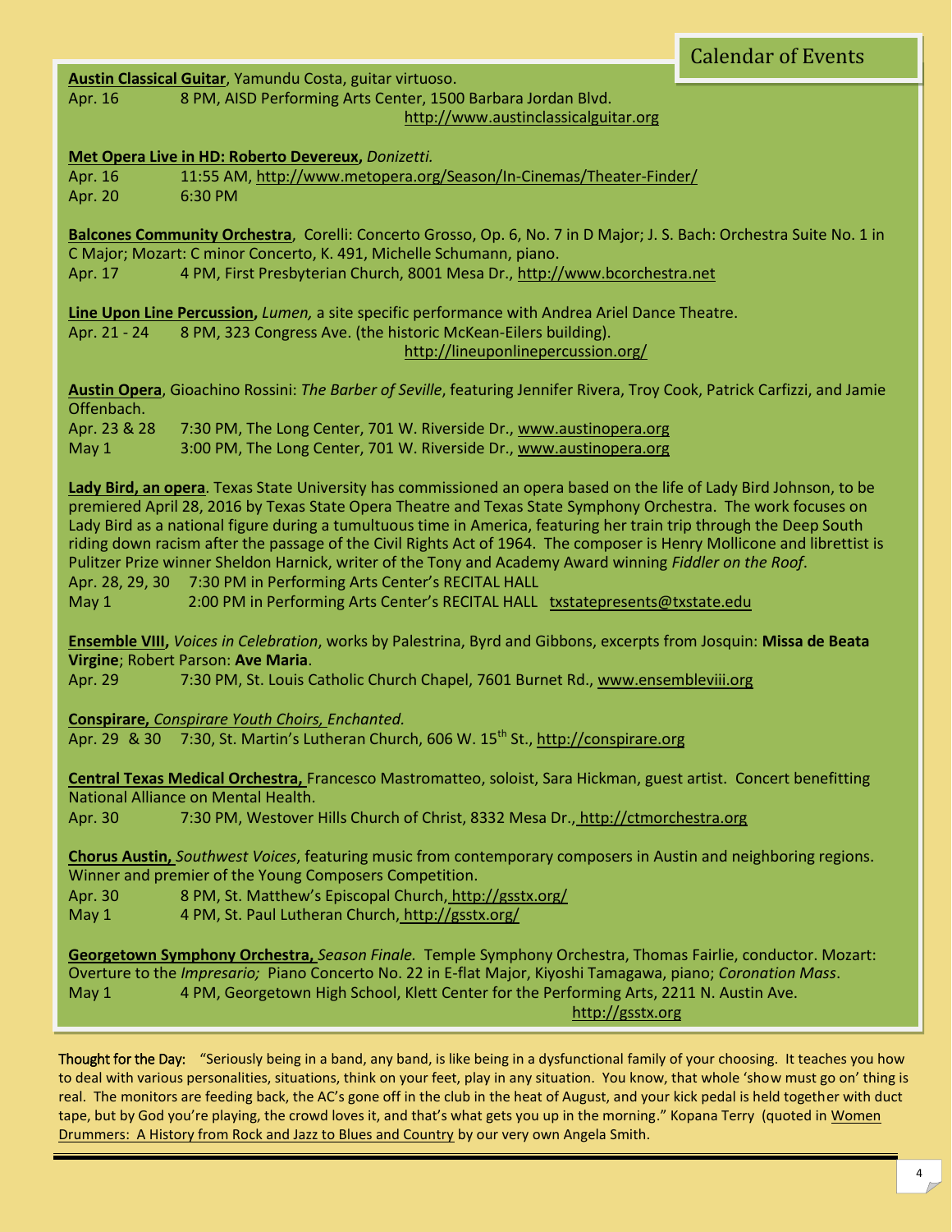## Calendar of Events

**Austin Classical Guitar**, Yamundu Costa, guitar virtuoso.
Apr. 16 8 PM, AISD Performing Arts Center, 1500 Barbara Jordan Blvd.
http://www.austinclassicalguitar.org

**Met Opera Live in HD: Roberto Devereux,** *Donizetti.*
Apr. 16 11:55 AM, http://www.metopera.org/Season/In-Cinemas/Theater-Finder/
Apr. 20 6:30 PM

**Balcones Community Orchestra**, Corelli: Concerto Grosso, Op. 6, No. 7 in D Major; J. S. Bach: Orchestra Suite No. 1 in C Major; Mozart: C minor Concerto, K. 491, Michelle Schumann, piano.
Apr. 17 4 PM, First Presbyterian Church, 8001 Mesa Dr., http://www.bcorchestra.net

**Line Upon Line Percussion,** *Lumen,* a site specific performance with Andrea Ariel Dance Theatre.
Apr. 21 - 24 8 PM, 323 Congress Ave. (the historic McKean-Eilers building).
http://lineuponlinepercussion.org/

**Austin Opera**, Gioachino Rossini: *The Barber of Seville*, featuring Jennifer Rivera, Troy Cook, Patrick Carfizzi, and Jamie Offenbach.
Apr. 23 & 28 7:30 PM, The Long Center, 701 W. Riverside Dr., www.austinopera.org
May 1 3:00 PM, The Long Center, 701 W. Riverside Dr., www.austinopera.org

**Lady Bird, an opera**. Texas State University has commissioned an opera based on the life of Lady Bird Johnson, to be premiered April 28, 2016 by Texas State Opera Theatre and Texas State Symphony Orchestra. The work focuses on Lady Bird as a national figure during a tumultuous time in America, featuring her train trip through the Deep South riding down racism after the passage of the Civil Rights Act of 1964. The composer is Henry Mollicone and librettist is Pulitzer Prize winner Sheldon Harnick, writer of the Tony and Academy Award winning *Fiddler on the Roof*.
Apr. 28, 29, 30 7:30 PM in Performing Arts Center's RECITAL HALL
May 1 2:00 PM in Performing Arts Center's RECITAL HALL txstatepresents@txstate.edu

**Ensemble VIII,** *Voices in Celebration*, works by Palestrina, Byrd and Gibbons, excerpts from Josquin: **Missa de Beata Virgine**; Robert Parson: **Ave Maria**.
Apr. 29 7:30 PM, St. Louis Catholic Church Chapel, 7601 Burnet Rd., www.ensembleviii.org

**Conspirare,** *Conspirare Youth Choirs, Enchanted.*
Apr. 29 & 30 7:30, St. Martin's Lutheran Church, 606 W. 15th St., http://conspirare.org

**Central Texas Medical Orchestra,** Francesco Mastromatteo, soloist, Sara Hickman, guest artist. Concert benefitting National Alliance on Mental Health.
Apr. 30 7:30 PM, Westover Hills Church of Christ, 8332 Mesa Dr., http://ctmorchestra.org

**Chorus Austin,** *Southwest Voices*, featuring music from contemporary composers in Austin and neighboring regions. Winner and premier of the Young Composers Competition.
Apr. 30 8 PM, St. Matthew's Episcopal Church, http://gsstx.org/
May 1 4 PM, St. Paul Lutheran Church, http://gsstx.org/

**Georgetown Symphony Orchestra,** *Season Finale.* Temple Symphony Orchestra, Thomas Fairlie, conductor. Mozart: Overture to the *Impresario;* Piano Concerto No. 22 in E-flat Major, Kiyoshi Tamagawa, piano; *Coronation Mass*.
May 1 4 PM, Georgetown High School, Klett Center for the Performing Arts, 2211 N. Austin Ave.
http://gsstx.org

Thought for the Day: "Seriously being in a band, any band, is like being in a dysfunctional family of your choosing. It teaches you how to deal with various personalities, situations, think on your feet, play in any situation. You know, that whole 'show must go on' thing is real. The monitors are feeding back, the AC's gone off in the club in the heat of August, and your kick pedal is held together with duct tape, but by God you're playing, the crowd loves it, and that's what gets you up in the morning." Kopana Terry (quoted in Women Drummers: A History from Rock and Jazz to Blues and Country by our very own Angela Smith.